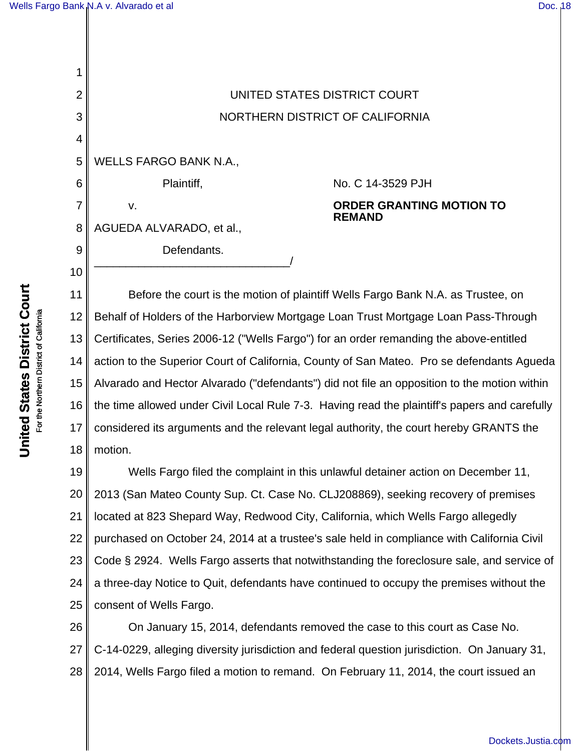UNITED STATES DISTRICT COURT

NORTHERN DISTRICT OF CALIFORNIA

WELLS FARGO BANK N.A.,

Plaintiff,

v.

AGUEDA ALVARADO, et al.,

Defendants.

_______________________________/

No. C 14-3529 PJH

**ORDER GRANTING MOTION TO REMAND**

Before the court is the motion of plaintiff Wells Fargo Bank N.A. as Trustee, on Behalf of Holders of the Harborview Mortgage Loan Trust Mortgage Loan Pass-Through Certificates, Series 2006-12 ("Wells Fargo") for an order remanding the above-entitled action to the Superior Court of California, County of San Mateo. Pro se defendants Agueda Alvarado and Hector Alvarado ("defendants") did not file an opposition to the motion within the time allowed under Civil Local Rule 7-3. Having read the plaintiff's papers and carefully considered its arguments and the relevant legal authority, the court hereby GRANTS the motion.

Wells Fargo filed the complaint in this unlawful detainer action on December 11, 2013 (San Mateo County Sup. Ct. Case No. CLJ208869), seeking recovery of premises located at 823 Shepard Way, Redwood City, California, which Wells Fargo allegedly purchased on October 24, 2014 at a trustee's sale held in compliance with California Civil Code § 2924. Wells Fargo asserts that notwithstanding the foreclosure sale, and service of a three-day Notice to Quit, defendants have continued to occupy the premises without the consent of Wells Fargo.

On January 15, 2014, defendants removed the case to this court as Case No. C-14-0229, alleging diversity jurisdiction and federal question jurisdiction. On January 31, 2014, Wells Fargo filed a motion to remand. On February 11, 2014, the court issued an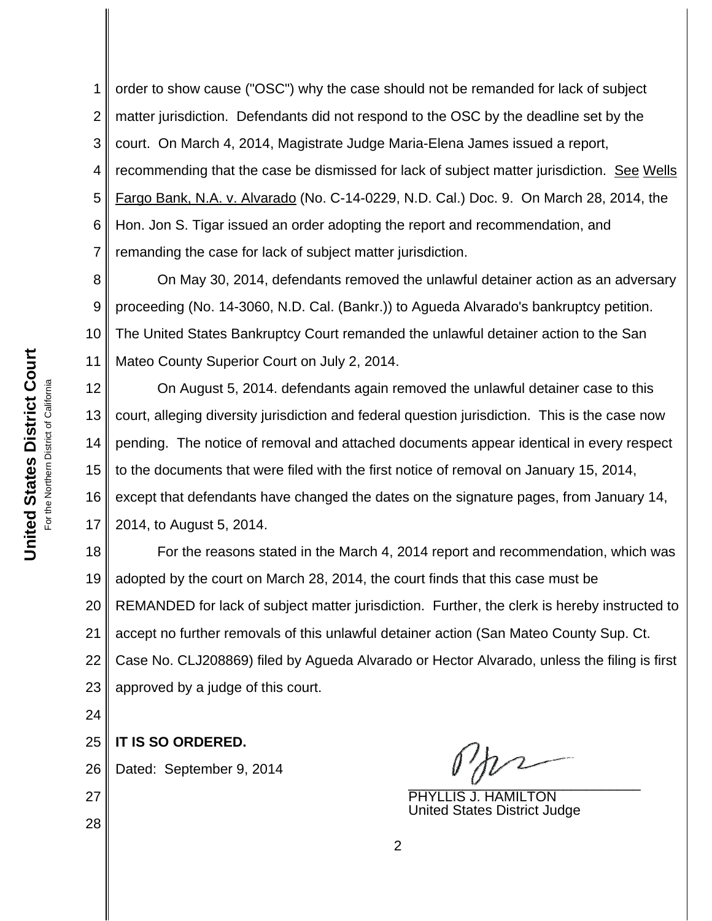order to show cause ("OSC") why the case should not be remanded for lack of subject matter jurisdiction. Defendants did not respond to the OSC by the deadline set by the court. On March 4, 2014, Magistrate Judge Maria-Elena James issued a report, recommending that the case be dismissed for lack of subject matter jurisdiction. See Wells Fargo Bank, N.A. v. Alvarado (No. C-14-0229, N.D. Cal.) Doc. 9. On March 28, 2014, the Hon. Jon S. Tigar issued an order adopting the report and recommendation, and remanding the case for lack of subject matter jurisdiction.

On May 30, 2014, defendants removed the unlawful detainer action as an adversary proceeding (No. 14-3060, N.D. Cal. (Bankr.)) to Agueda Alvarado's bankruptcy petition. The United States Bankruptcy Court remanded the unlawful detainer action to the San Mateo County Superior Court on July 2, 2014.

On August 5, 2014. defendants again removed the unlawful detainer case to this court, alleging diversity jurisdiction and federal question jurisdiction. This is the case now pending. The notice of removal and attached documents appear identical in every respect to the documents that were filed with the first notice of removal on January 15, 2014, except that defendants have changed the dates on the signature pages, from January 14, 2014, to August 5, 2014.

For the reasons stated in the March 4, 2014 report and recommendation, which was adopted by the court on March 28, 2014, the court finds that this case must be REMANDED for lack of subject matter jurisdiction. Further, the clerk is hereby instructed to accept no further removals of this unlawful detainer action (San Mateo County Sup. Ct. Case No. CLJ208869) filed by Agueda Alvarado or Hector Alvarado, unless the filing is first approved by a judge of this court.

**IT IS SO ORDERED.**

Dated: September 9, 2014

PHYLLIS J. HAMILTON
United States District Judge